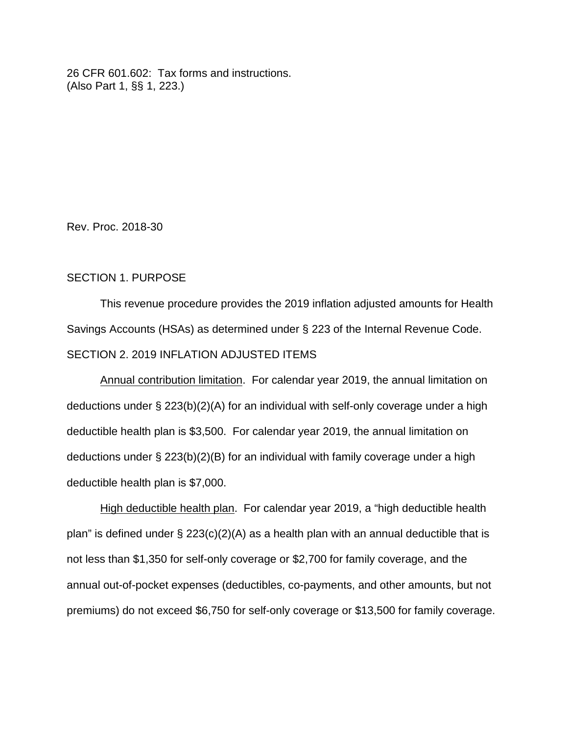26 CFR 601.602: Tax forms and instructions.
(Also Part 1, §§ 1, 223.)

Rev. Proc. 2018-30

SECTION 1. PURPOSE

This revenue procedure provides the 2019 inflation adjusted amounts for Health Savings Accounts (HSAs) as determined under § 223 of the Internal Revenue Code.

SECTION 2. 2019 INFLATION ADJUSTED ITEMS

Annual contribution limitation. For calendar year 2019, the annual limitation on deductions under § 223(b)(2)(A) for an individual with self-only coverage under a high deductible health plan is $3,500. For calendar year 2019, the annual limitation on deductions under § 223(b)(2)(B) for an individual with family coverage under a high deductible health plan is $7,000.

High deductible health plan. For calendar year 2019, a "high deductible health plan" is defined under § 223(c)(2)(A) as a health plan with an annual deductible that is not less than $1,350 for self-only coverage or $2,700 for family coverage, and the annual out-of-pocket expenses (deductibles, co-payments, and other amounts, but not premiums) do not exceed $6,750 for self-only coverage or $13,500 for family coverage.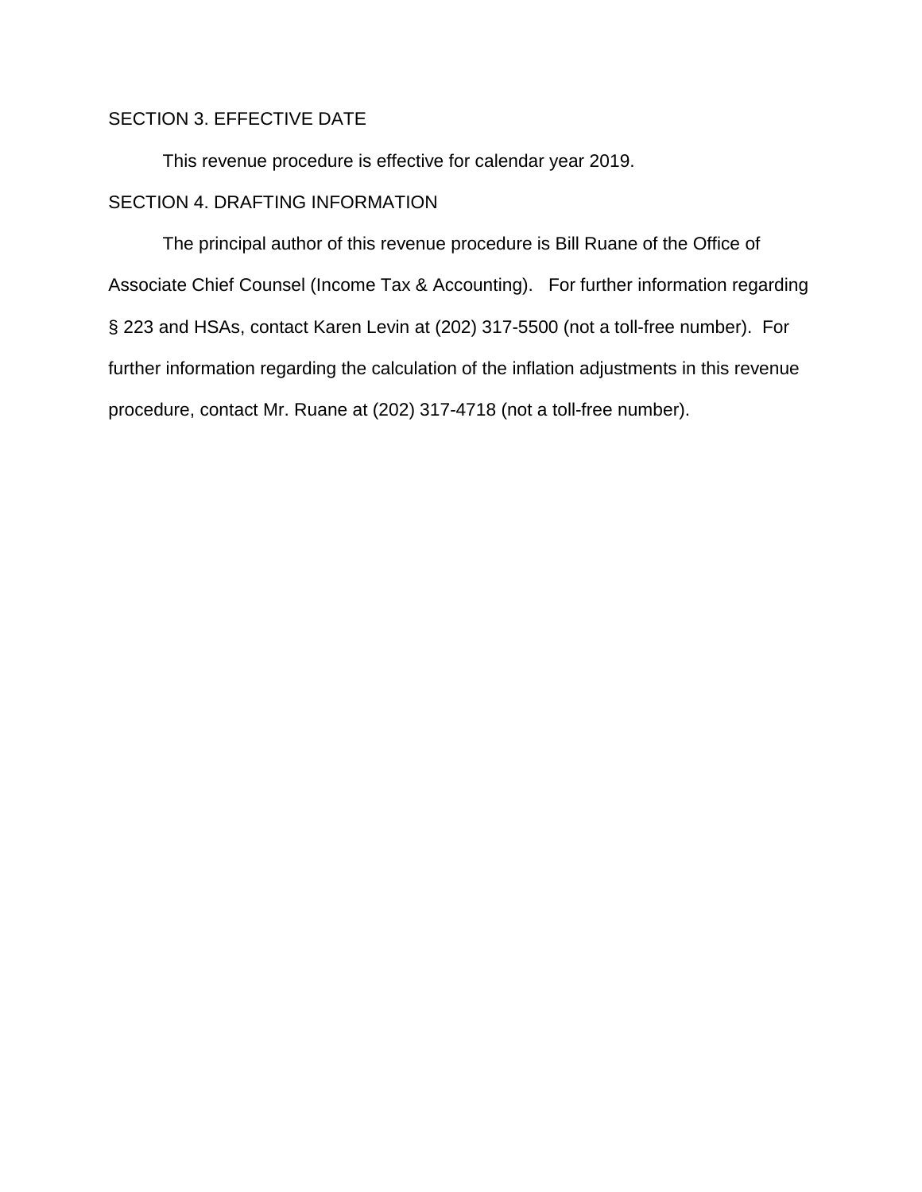## SECTION 3. EFFECTIVE DATE

This revenue procedure is effective for calendar year 2019.

## SECTION 4. DRAFTING INFORMATION

The principal author of this revenue procedure is Bill Ruane of the Office of Associate Chief Counsel (Income Tax & Accounting). For further information regarding § 223 and HSAs, contact Karen Levin at (202) 317-5500 (not a toll-free number). For further information regarding the calculation of the inflation adjustments in this revenue procedure, contact Mr. Ruane at (202) 317-4718 (not a toll-free number).